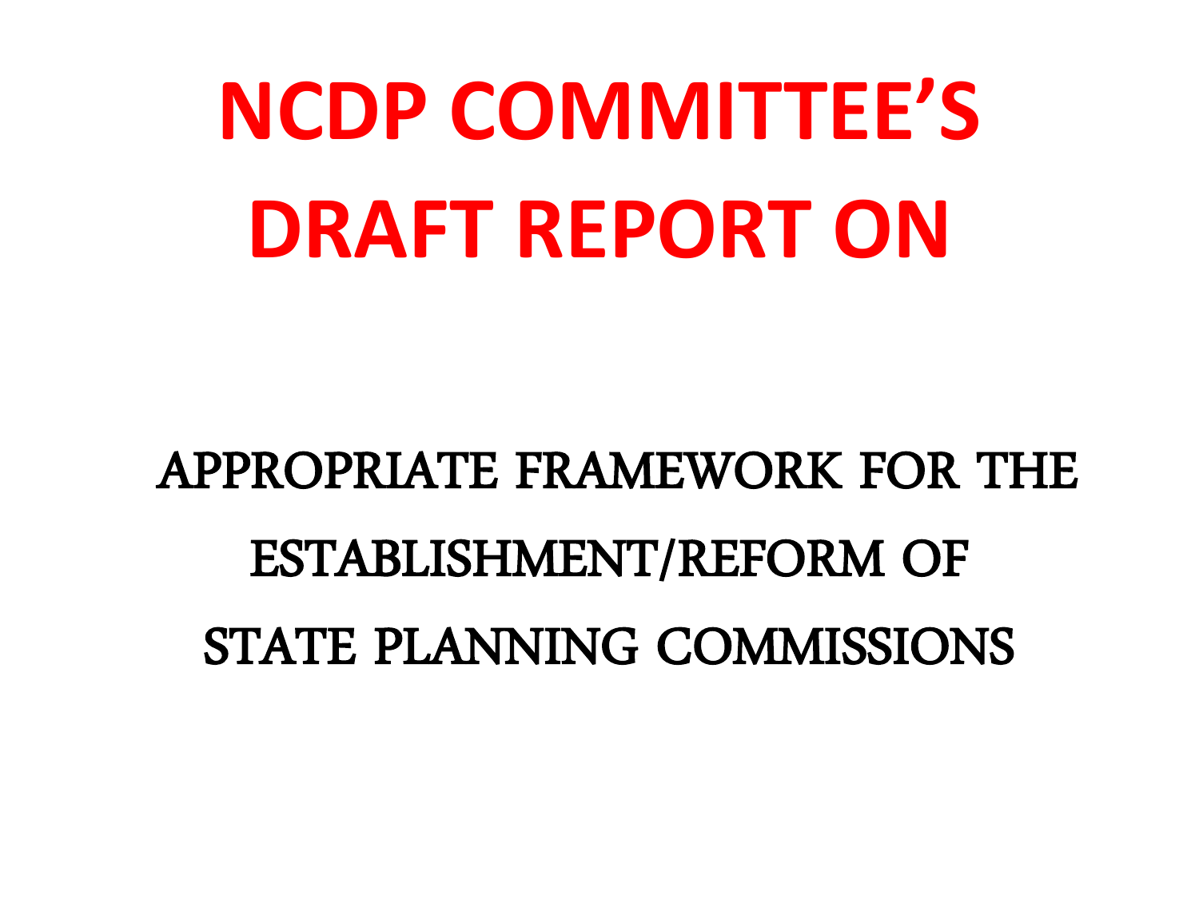# NCDP COMMITTEE'S DRAFT REPORT ON

## APPROPRIATE FRAMEWORK FOR THE ESTABLISHMENT/REFORM OF STATE PLANNING COMMISSIONS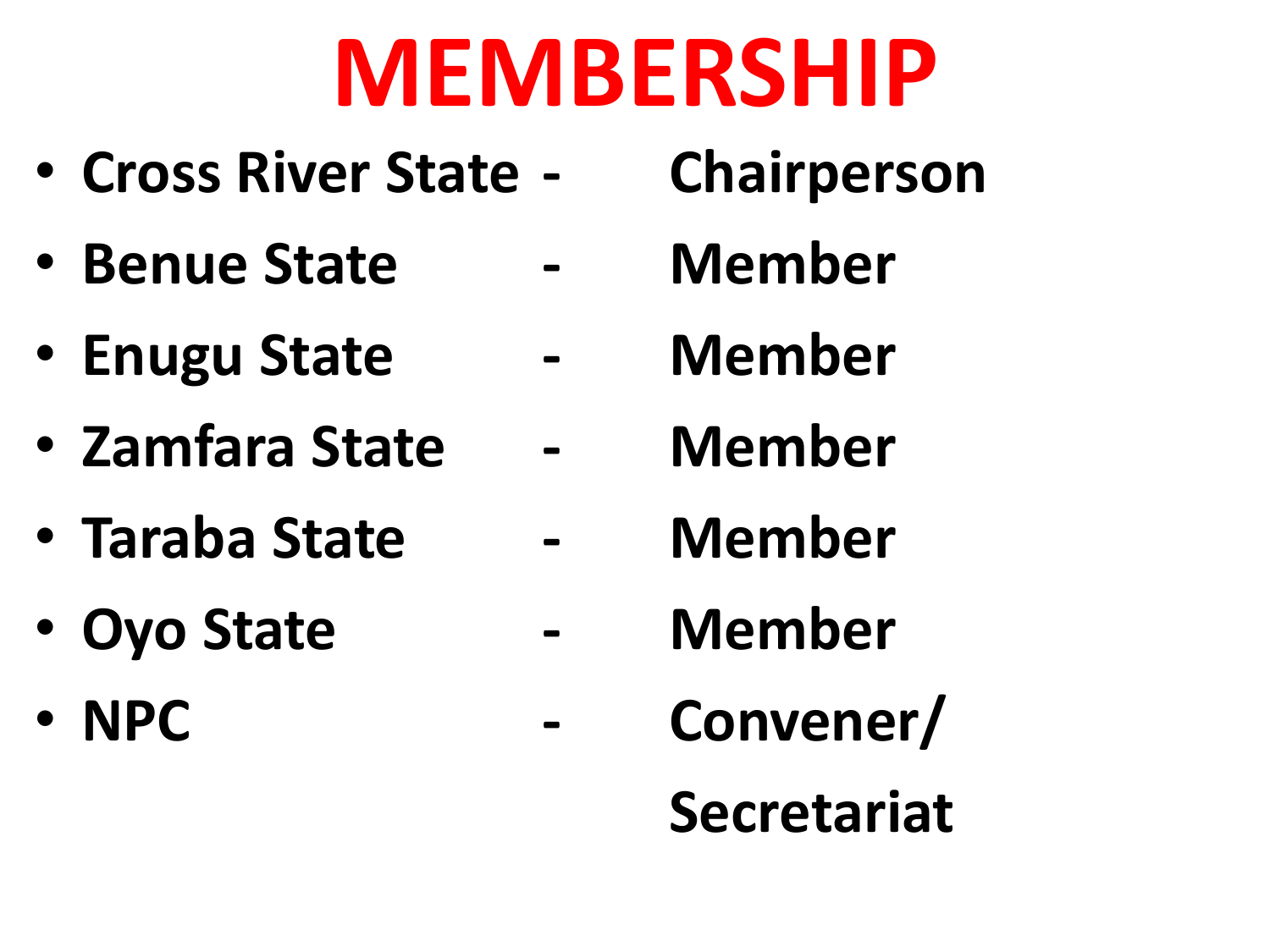# MEMBERSHIP

- **Cross River State - Chairperson**
- **Benue State - Member**
- **Enugu State - Member**
- **Zamfara State - Member**
- **Taraba State - Member**
- **Oyo State - Member**
- **NPC - Convener/ Secretariat**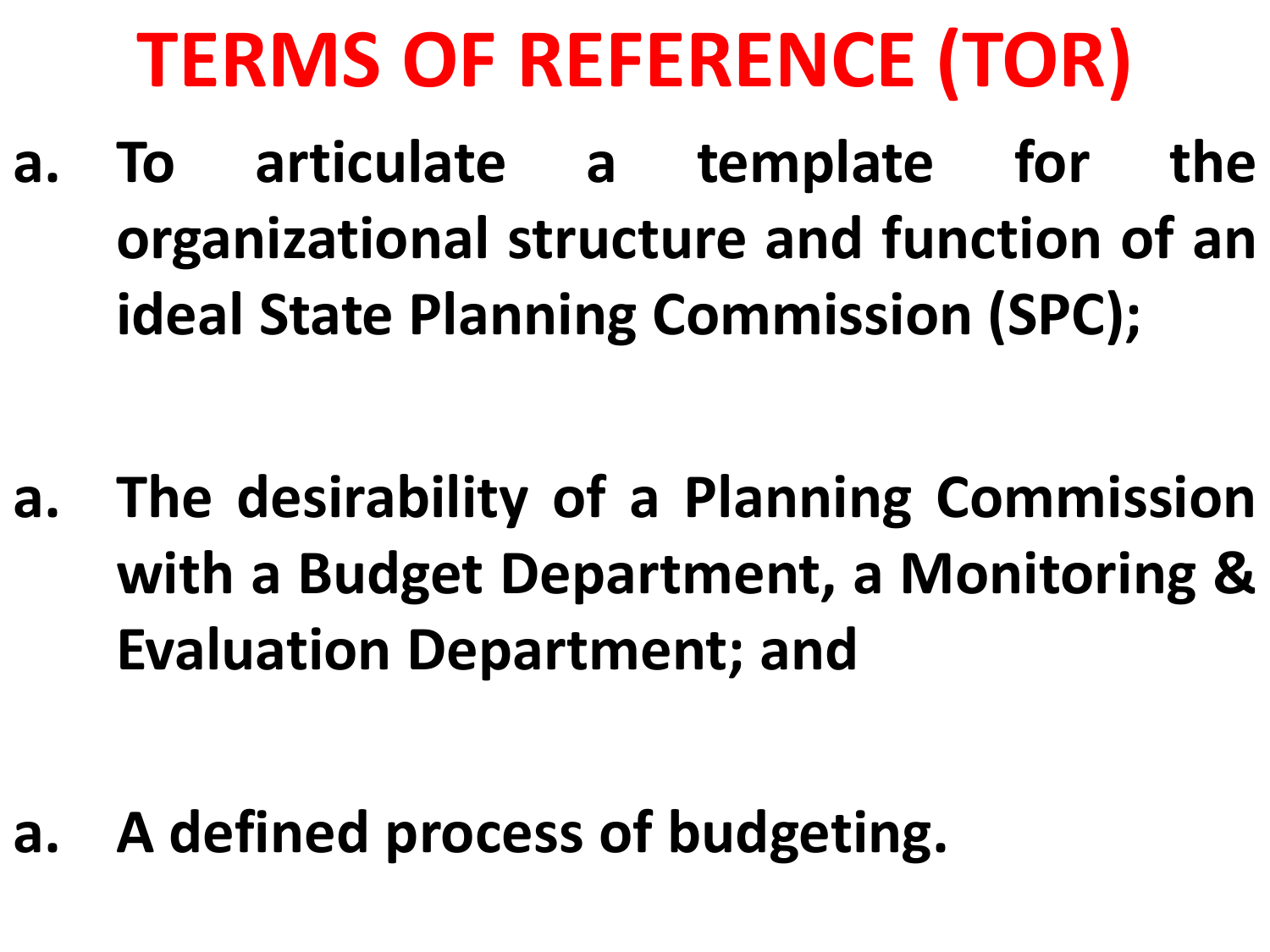# TERMS OF REFERENCE (TOR)

a. To articulate a template for the organizational structure and function of an ideal State Planning Commission (SPC);

a. The desirability of a Planning Commission with a Budget Department, a Monitoring & Evaluation Department; and

a. A defined process of budgeting.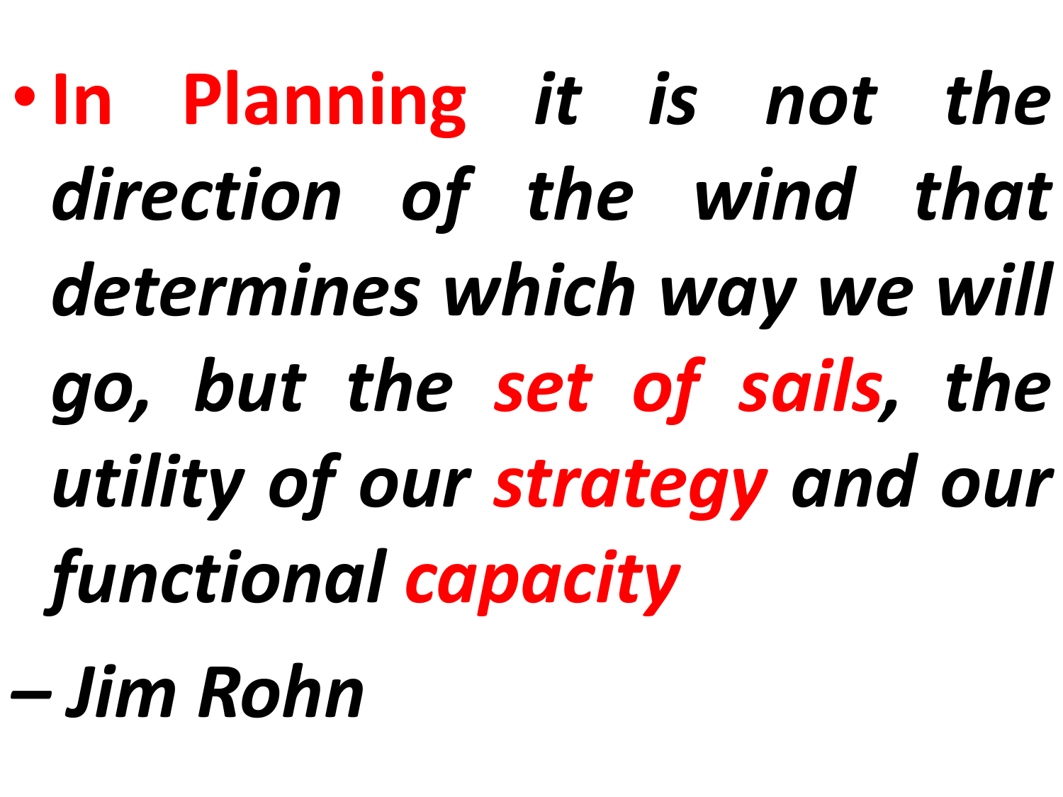- **In Planning** ***it is not the direction of the wind that determines which way we will go, but the set of sails, the utility of our strategy and our functional capacity***

*– Jim Rohn*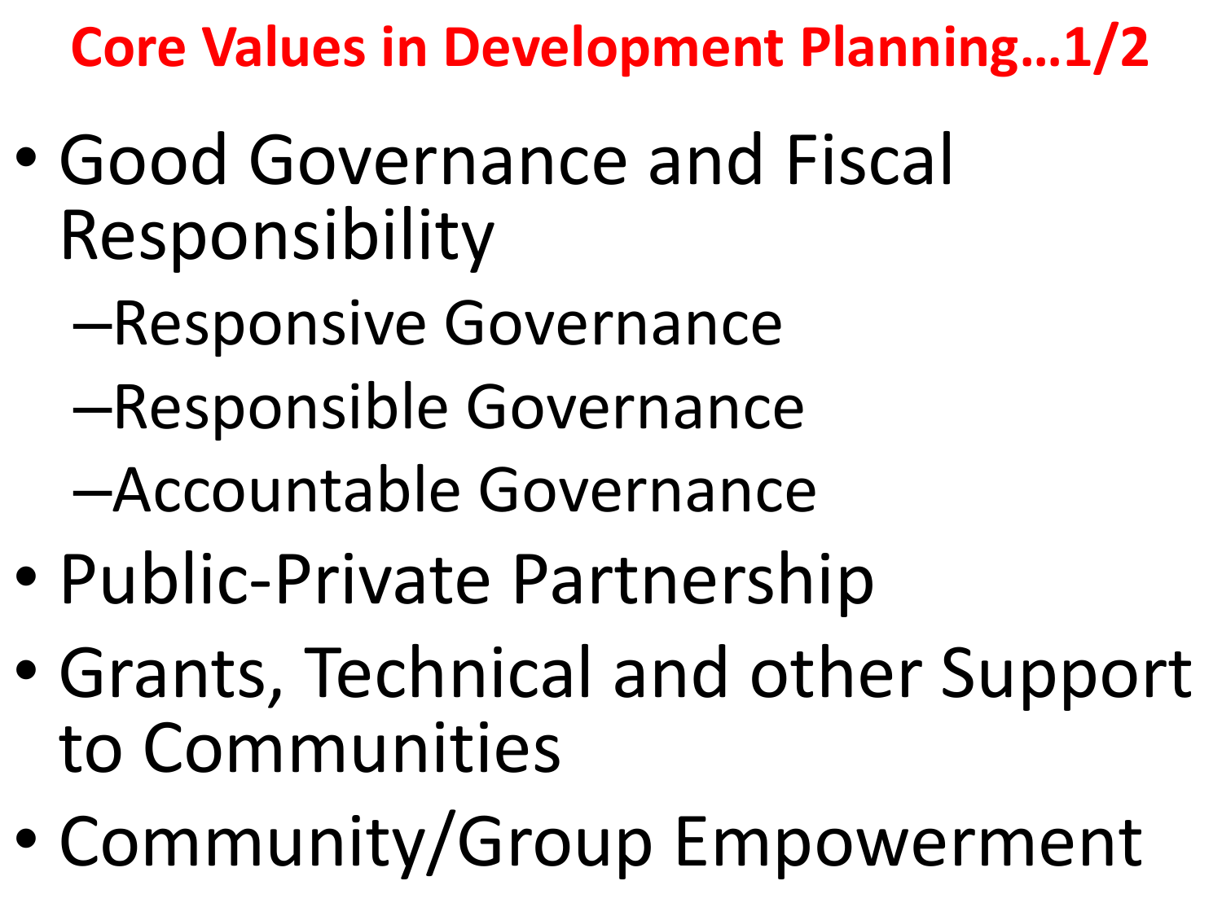# Core Values in Development Planning…1/2

- Good Governance and Fiscal Responsibility
  - Responsive Governance
  - Responsible Governance
  - Accountable Governance
- Public-Private Partnership
- Grants, Technical and other Support to Communities
- Community/Group Empowerment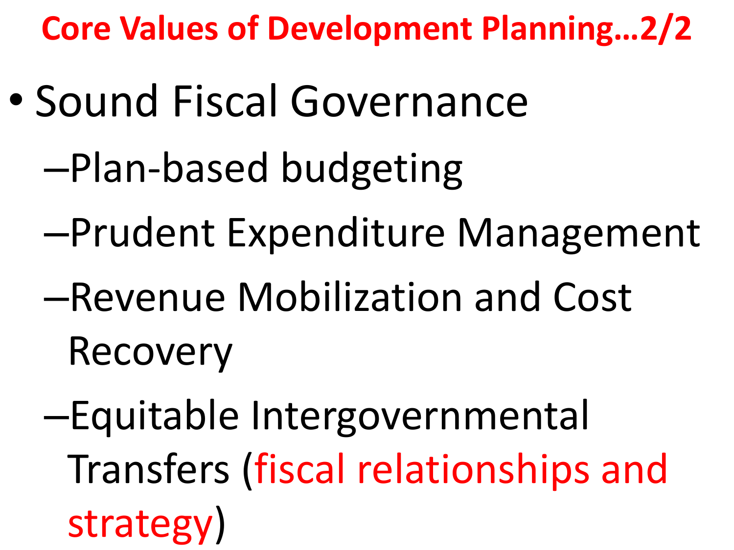# Core Values of Development Planning…2/2

- Sound Fiscal Governance
  - Plan-based budgeting
  - Prudent Expenditure Management
  - Revenue Mobilization and Cost Recovery
  - Equitable Intergovernmental Transfers (fiscal relationships and strategy)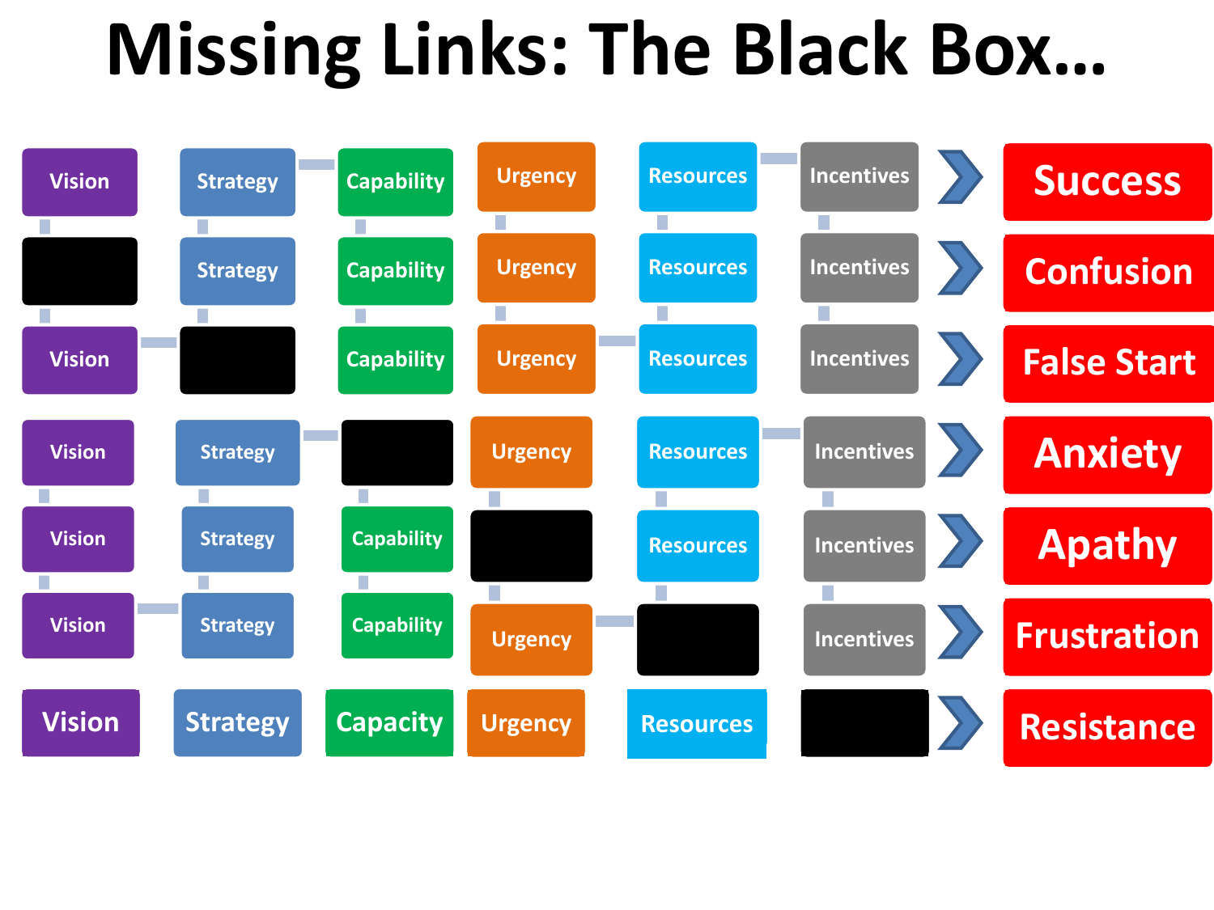# Missing Links: The Black Box…

| | | | | | | | |
|---|---|---|---|---|---|---|---|
| Vision | Strategy | Capability | Urgency | Resources | Incentives | › | Success |
| | Strategy | Capability | Urgency | Resources | Incentives | › | Confusion |
| Vision | | Capability | Urgency | Resources | Incentives | › | False Start |
| Vision | Strategy | | Urgency | Resources | Incentives | › | Anxiety |
| Vision | Strategy | Capability | | Resources | Incentives | › | Apathy |
| Vision | Strategy | Capability | Urgency | | Incentives | › | Frustration |
| Vision | Strategy | Capacity | Urgency | Resources | | › | Resistance |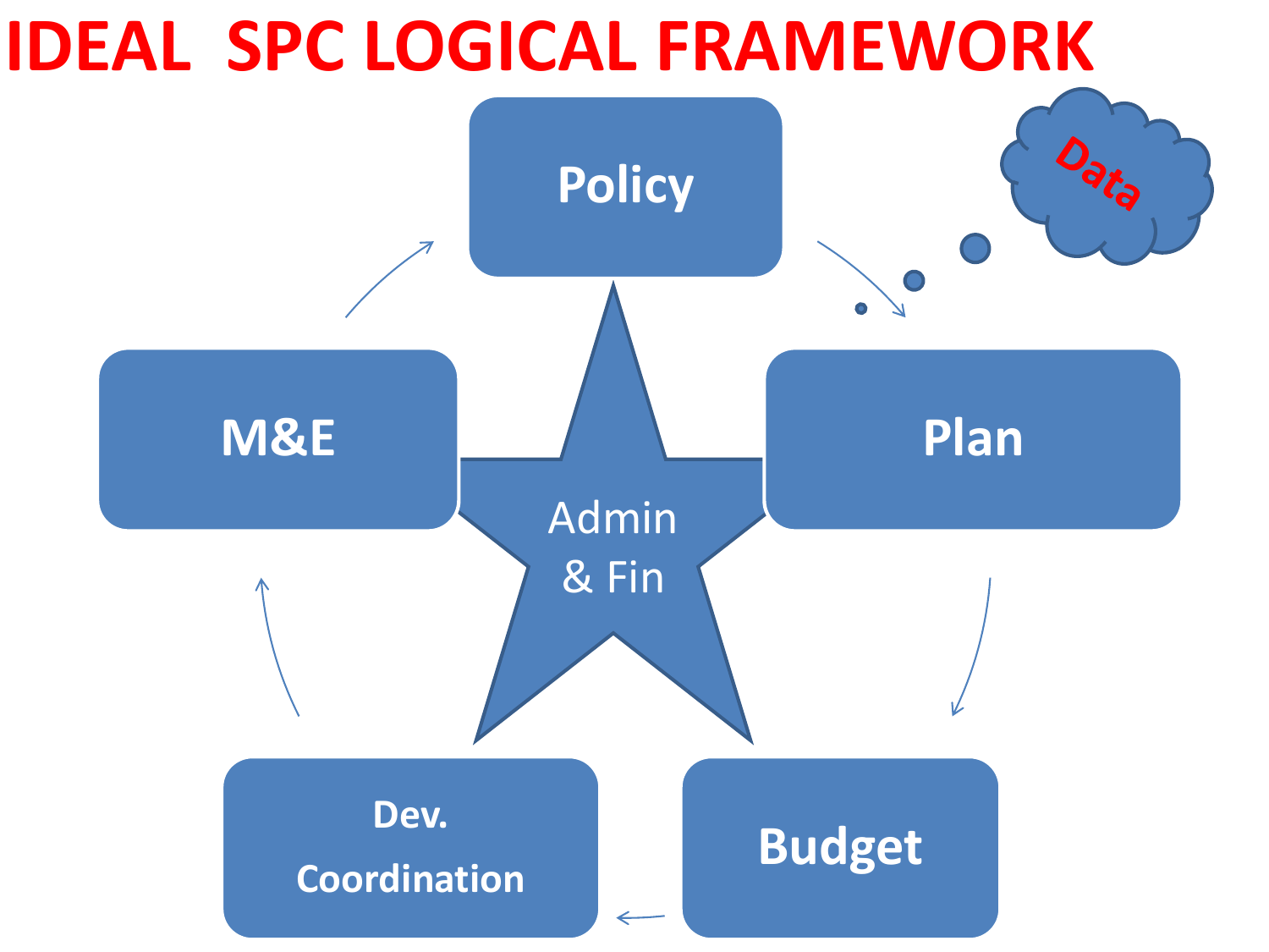# IDEAL SPC LOGICAL FRAMEWORK

Policy

Plan

Budget

Dev. Coordination

M&E

Admin & Fin

Data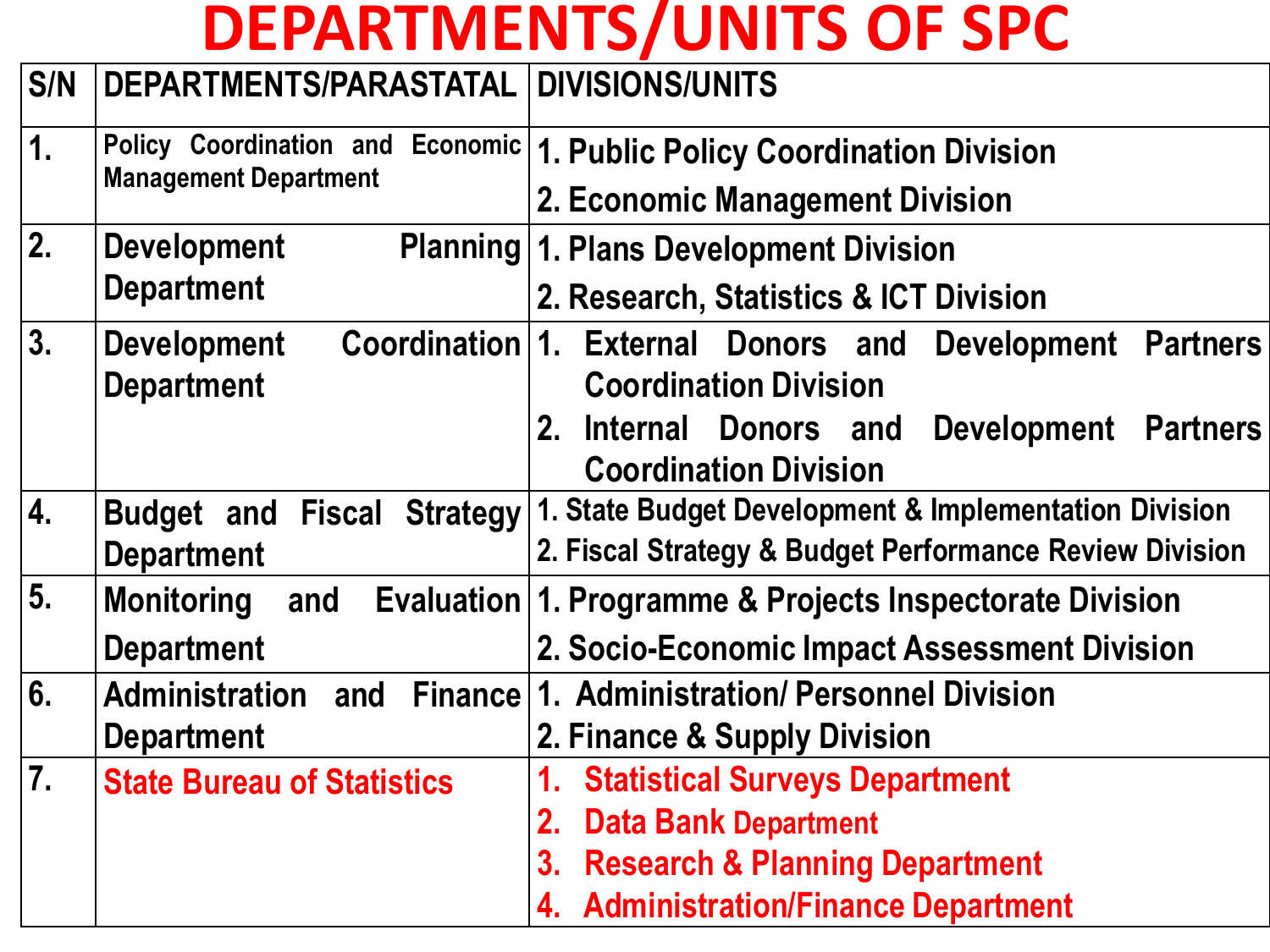# DEPARTMENTS/UNITS OF SPC

| S/N | DEPARTMENTS/PARASTATAL | DIVISIONS/UNITS |
|---|---|---|
| 1. | Policy Coordination and Economic Management Department | 1. Public Policy Coordination Division<br>2. Economic Management Division |
| 2. | Development Planning Department | 1. Plans Development Division<br>2. Research, Statistics & ICT Division |
| 3. | Development Coordination Department | 1. External Donors and Development Partners Coordination Division<br>2. Internal Donors and Development Partners Coordination Division |
| 4. | Budget and Fiscal Strategy Department | 1. State Budget Development & Implementation Division<br>2. Fiscal Strategy & Budget Performance Review Division |
| 5. | Monitoring and Evaluation Department | 1. Programme & Projects Inspectorate Division<br>2. Socio-Economic Impact Assessment Division |
| 6. | Administration and Finance Department | 1. Administration/ Personnel Division<br>2. Finance & Supply Division |
| 7. | State Bureau of Statistics | 1. Statistical Surveys Department<br>2. Data Bank Department<br>3. Research & Planning Department<br>4. Administration/Finance Department |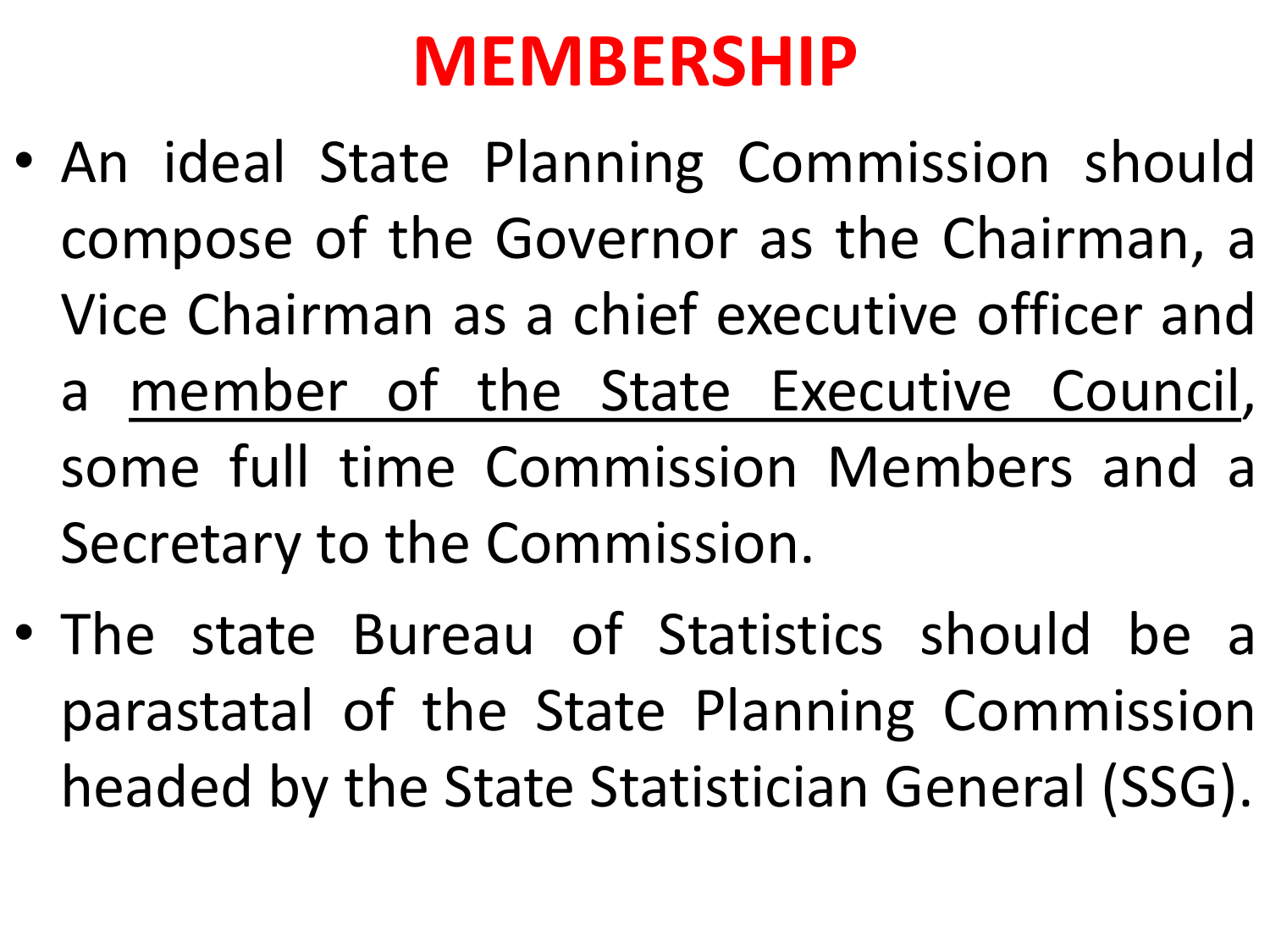# MEMBERSHIP

- An ideal State Planning Commission should compose of the Governor as the Chairman, a Vice Chairman as a chief executive officer and a <u>member of the State Executive Council</u>, some full time Commission Members and a Secretary to the Commission.
- The state Bureau of Statistics should be a parastatal of the State Planning Commission headed by the State Statistician General (SSG).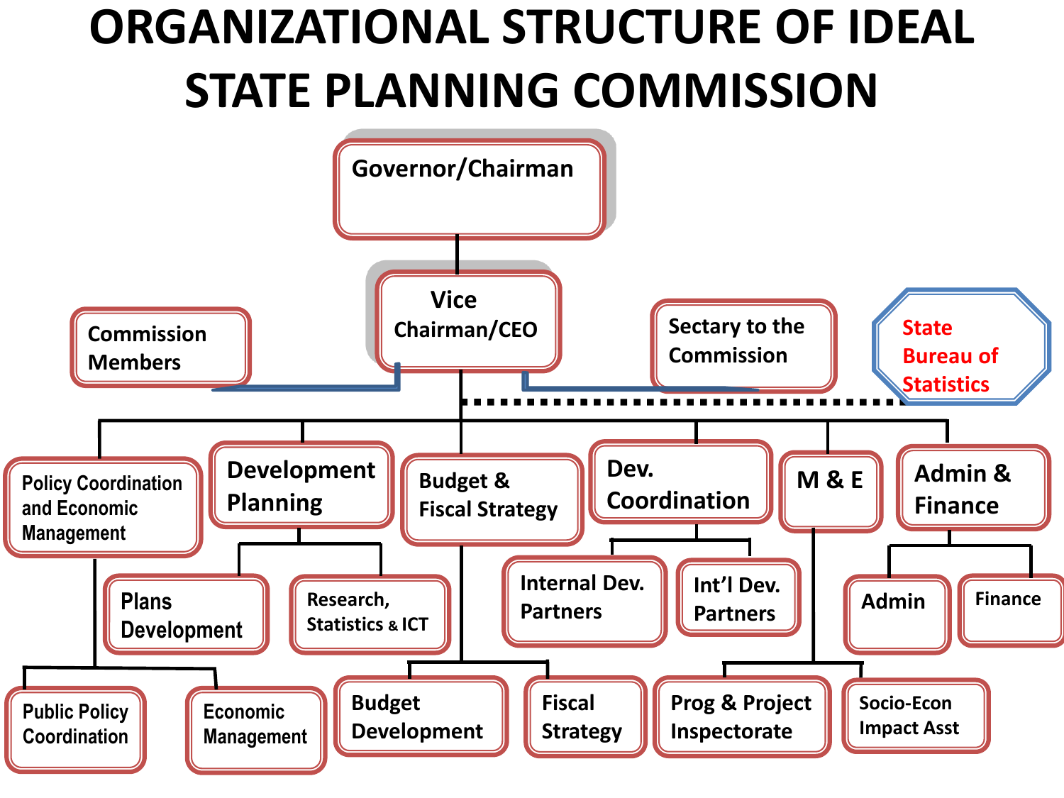# ORGANIZATIONAL STRUCTURE OF IDEAL STATE PLANNING COMMISSION

- Governor/Chairman
  - Vice Chairman/CEO
    - Commission Members
    - Sectary to the Commission
    - State Bureau of Statistics
    - Policy Coordination and Economic Management
      - Public Policy Coordination
      - Economic Management
    - Development Planning
      - Plans Development
      - Research, Statistics & ICT
    - Budget & Fiscal Strategy
      - Budget Development
      - Fiscal Strategy
    - Dev. Coordination
      - Internal Dev. Partners
      - Int'l Dev. Partners
    - M & E
      - Prog & Project Inspectorate
      - Socio-Econ Impact Asst
    - Admin & Finance
      - Admin
      - Finance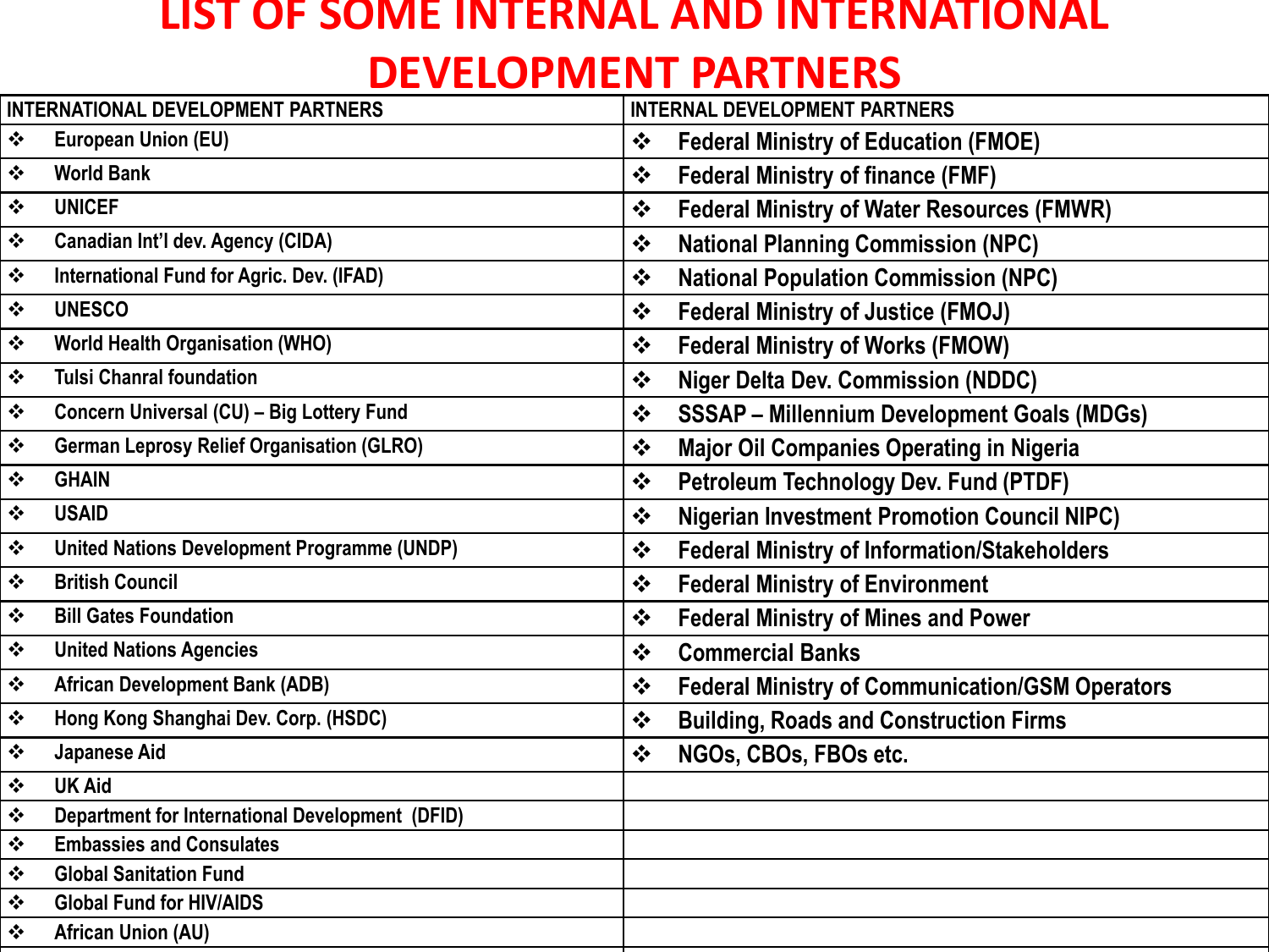# LIST OF SOME INTERNAL AND INTERNATIONAL DEVELOPMENT PARTNERS

| INTERNATIONAL DEVELOPMENT PARTNERS | INTERNAL DEVELOPMENT PARTNERS |
|---|---|
| ❖ European Union (EU) | ❖ Federal Ministry of Education (FMOE) |
| ❖ World Bank | ❖ Federal Ministry of finance (FMF) |
| ❖ UNICEF | ❖ Federal Ministry of Water Resources (FMWR) |
| ❖ Canadian Int'l dev. Agency (CIDA) | ❖ National Planning Commission (NPC) |
| ❖ International Fund for Agric. Dev. (IFAD) | ❖ National Population Commission (NPC) |
| ❖ UNESCO | ❖ Federal Ministry of Justice (FMOJ) |
| ❖ World Health Organisation (WHO) | ❖ Federal Ministry of Works (FMOW) |
| ❖ Tulsi Chanral foundation | ❖ Niger Delta Dev. Commission (NDDC) |
| ❖ Concern Universal (CU) – Big Lottery Fund | ❖ SSSAP – Millennium Development Goals (MDGs) |
| ❖ German Leprosy Relief Organisation (GLRO) | ❖ Major Oil Companies Operating in Nigeria |
| ❖ GHAIN | ❖ Petroleum Technology Dev. Fund (PTDF) |
| ❖ USAID | ❖ Nigerian Investment Promotion Council NIPC) |
| ❖ United Nations Development Programme (UNDP) | ❖ Federal Ministry of Information/Stakeholders |
| ❖ British Council | ❖ Federal Ministry of Environment |
| ❖ Bill Gates Foundation | ❖ Federal Ministry of Mines and Power |
| ❖ United Nations Agencies | ❖ Commercial Banks |
| ❖ African Development Bank (ADB) | ❖ Federal Ministry of Communication/GSM Operators |
| ❖ Hong Kong Shanghai Dev. Corp. (HSDC) | ❖ Building, Roads and Construction Firms |
| ❖ Japanese Aid | ❖ NGOs, CBOs, FBOs etc. |
| ❖ UK Aid | |
| ❖ Department for International Development (DFID) | |
| ❖ Embassies and Consulates | |
| ❖ Global Sanitation Fund | |
| ❖ Global Fund for HIV/AIDS | |
| ❖ African Union (AU) | |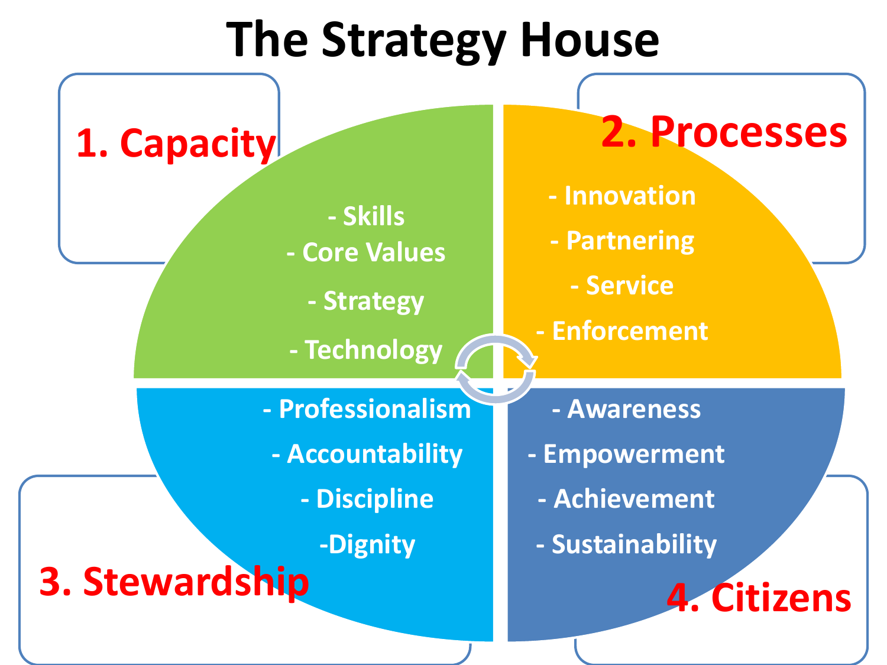# The Strategy House

## 1. Capacity

- Skills
- Core Values
- Strategy
- Technology

## 2. Processes

- Innovation
- Partnering
- Service
- Enforcement

## 3. Stewardship

- Professionalism
- Accountability
- Discipline
- Dignity

## 4. Citizens

- Awareness
- Empowerment
- Achievement
- Sustainability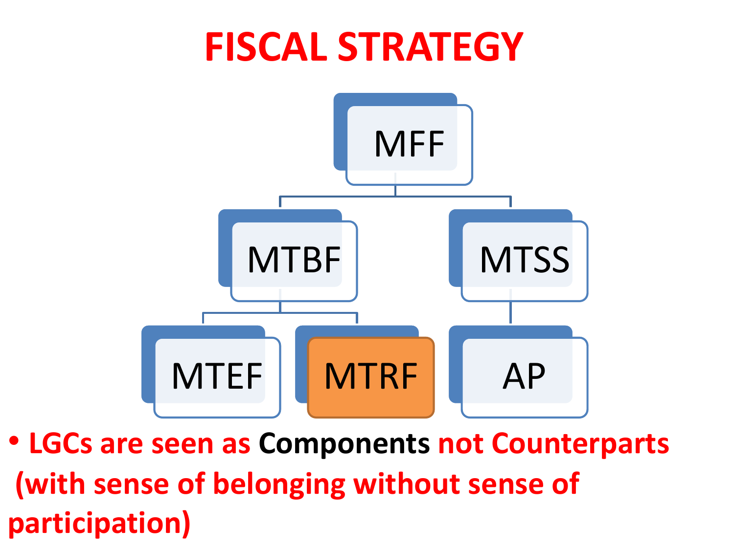# FISCAL STRATEGY

- MFF
  - MTBF
    - MTEF
    - MTRF
  - MTSS
    - AP

- **LGCs are seen as Components not Counterparts (with sense of belonging without sense of participation)**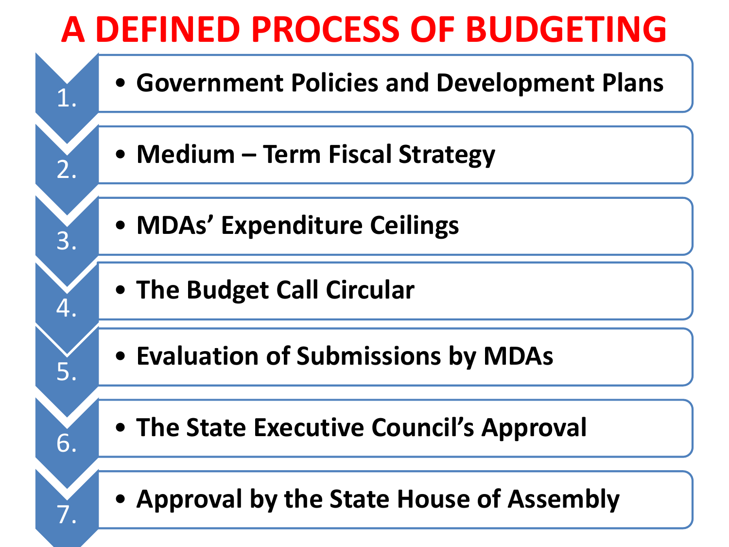# A DEFINED PROCESS OF BUDGETING

1. Government Policies and Development Plans
2. Medium – Term Fiscal Strategy
3. MDAs' Expenditure Ceilings
4. The Budget Call Circular
5. Evaluation of Submissions by MDAs
6. The State Executive Council's Approval
7. Approval by the State House of Assembly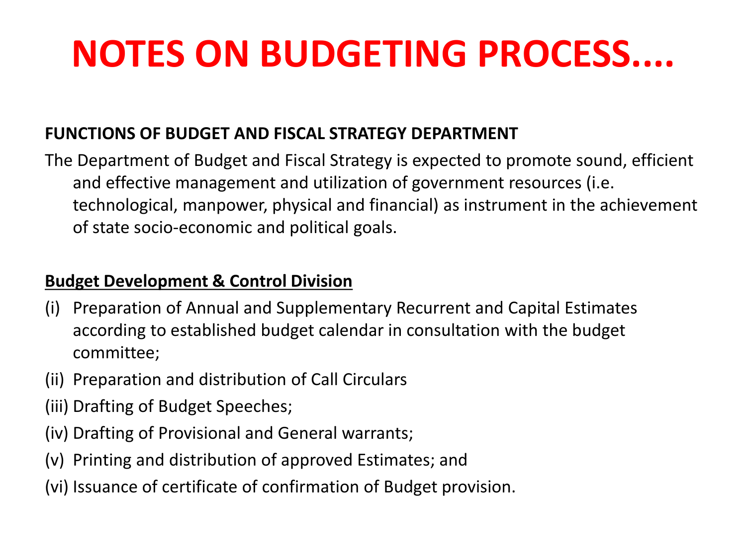# NOTES ON BUDGETING PROCESS....

**FUNCTIONS OF BUDGET AND FISCAL STRATEGY DEPARTMENT**

The Department of Budget and Fiscal Strategy is expected to promote sound, efficient and effective management and utilization of government resources (i.e. technological, manpower, physical and financial) as instrument in the achievement of state socio-economic and political goals.

**<u>Budget Development & Control Division</u>**

(i) Preparation of Annual and Supplementary Recurrent and Capital Estimates according to established budget calendar in consultation with the budget committee;

(ii) Preparation and distribution of Call Circulars

(iii) Drafting of Budget Speeches;

(iv) Drafting of Provisional and General warrants;

(v) Printing and distribution of approved Estimates; and

(vi) Issuance of certificate of confirmation of Budget provision.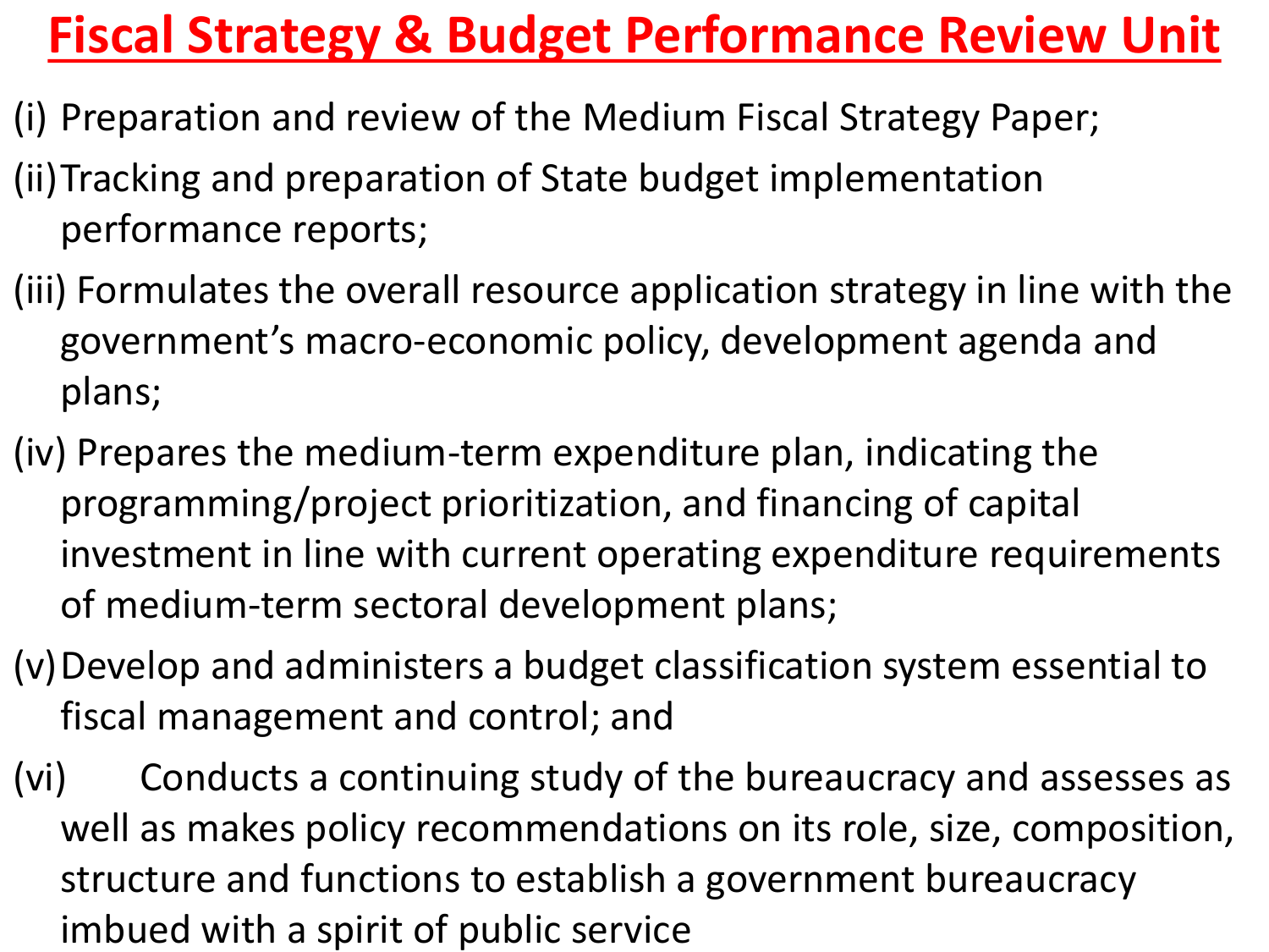# Fiscal Strategy & Budget Performance Review Unit

(i) Preparation and review of the Medium Fiscal Strategy Paper;

(ii) Tracking and preparation of State budget implementation performance reports;

(iii) Formulates the overall resource application strategy in line with the government's macro-economic policy, development agenda and plans;

(iv) Prepares the medium-term expenditure plan, indicating the programming/project prioritization, and financing of capital investment in line with current operating expenditure requirements of medium-term sectoral development plans;

(v) Develop and administers a budget classification system essential to fiscal management and control; and

(vi) Conducts a continuing study of the bureaucracy and assesses as well as makes policy recommendations on its role, size, composition, structure and functions to establish a government bureaucracy imbued with a spirit of public service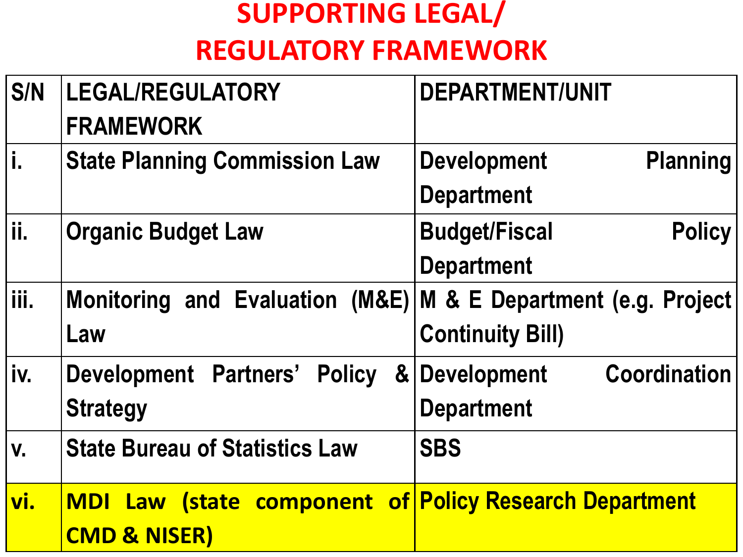# SUPPORTING LEGAL/ REGULATORY FRAMEWORK

| S/N | LEGAL/REGULATORY FRAMEWORK | DEPARTMENT/UNIT |
|---|---|---|
| i. | State Planning Commission Law | Development Planning Department |
| ii. | Organic Budget Law | Budget/Fiscal Policy Department |
| iii. | Monitoring and Evaluation (M&E) Law | M & E Department (e.g. Project Continuity Bill) |
| iv. | Development Partners' Policy & Strategy | Development Coordination Department |
| v. | State Bureau of Statistics Law | SBS |
| vi. | MDI Law (state component of CMD & NISER) | Policy Research Department |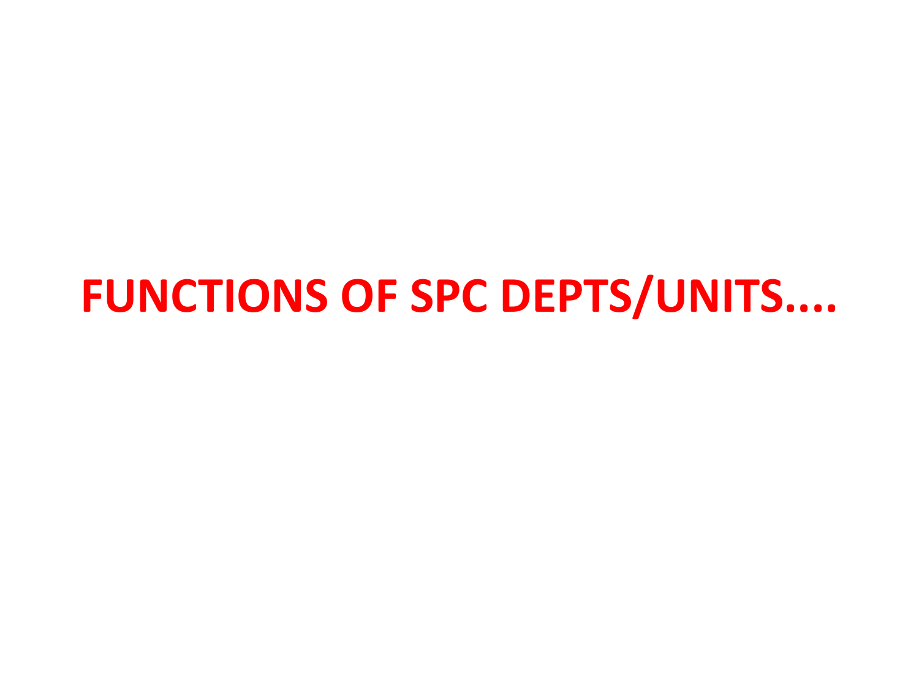# FUNCTIONS OF SPC DEPTS/UNITS....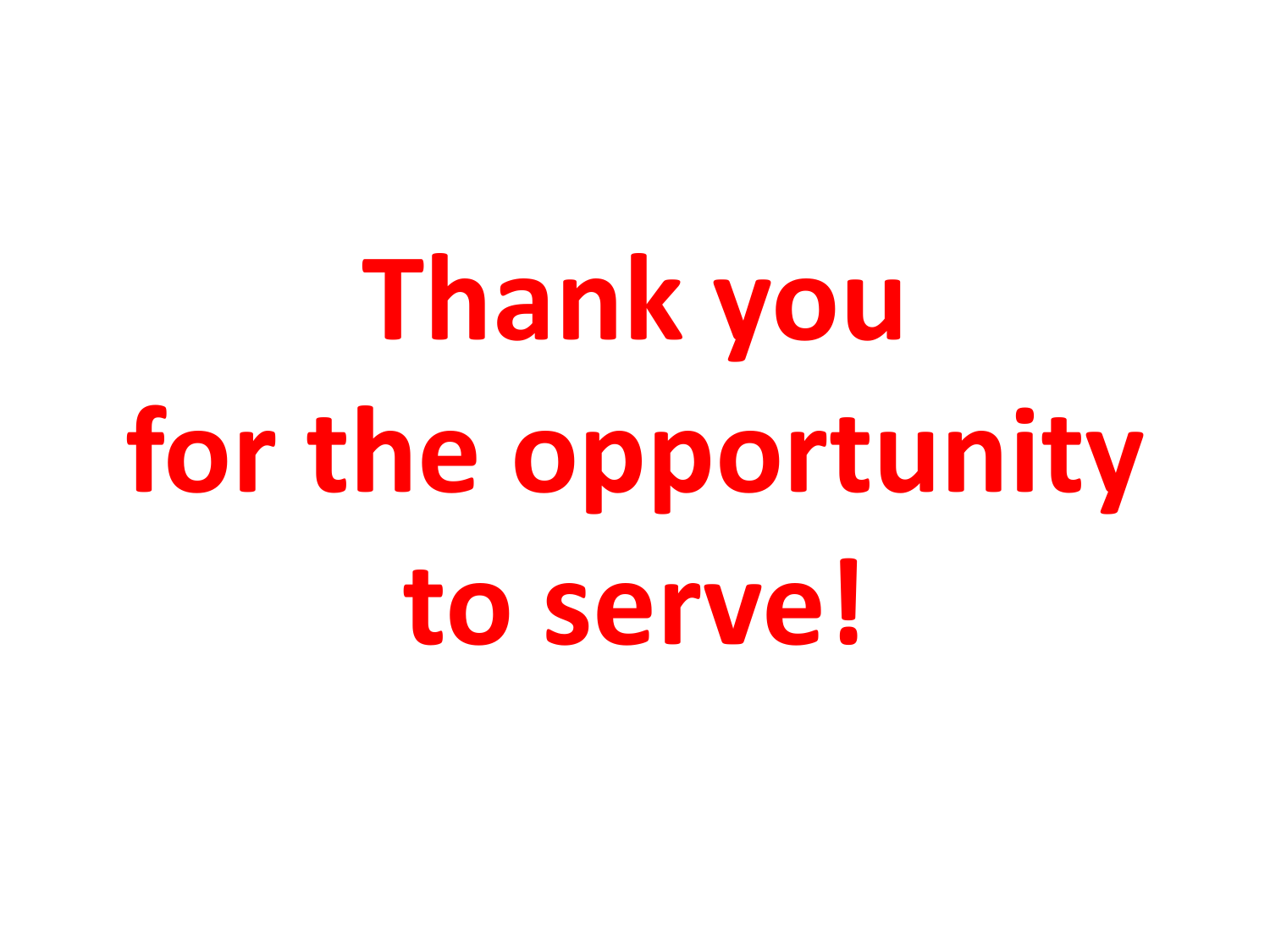# Thank you for the opportunity to serve!